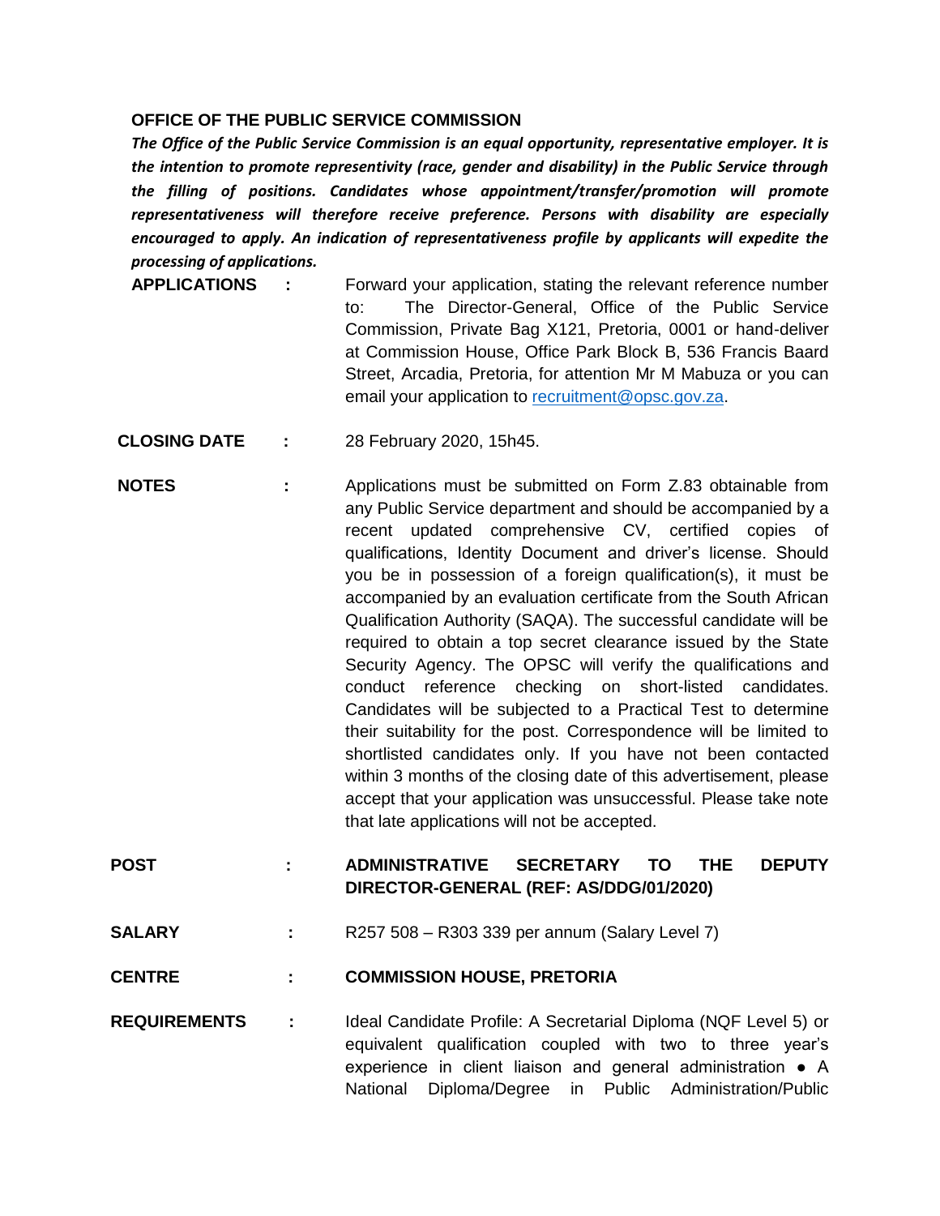## OFFICE OF THE PUBLIC SERVICE COMMISSION

***The Office of the Public Service Commission is an equal opportunity, representative employer. It is the intention to promote representivity (race, gender and disability) in the Public Service through the filling of positions. Candidates whose appointment/transfer/promotion will promote representativeness will therefore receive preference. Persons with disability are especially encouraged to apply. An indication of representativeness profile by applicants will expedite the processing of applications.***

**APPLICATIONS** : Forward your application, stating the relevant reference number to: The Director-General, Office of the Public Service Commission, Private Bag X121, Pretoria, 0001 or hand-deliver at Commission House, Office Park Block B, 536 Francis Baard Street, Arcadia, Pretoria, for attention Mr M Mabuza or you can email your application to recruitment@opsc.gov.za.

**CLOSING DATE** : 28 February 2020, 15h45.

**NOTES** : Applications must be submitted on Form Z.83 obtainable from any Public Service department and should be accompanied by a recent updated comprehensive CV, certified copies of qualifications, Identity Document and driver's license. Should you be in possession of a foreign qualification(s), it must be accompanied by an evaluation certificate from the South African Qualification Authority (SAQA). The successful candidate will be required to obtain a top secret clearance issued by the State Security Agency. The OPSC will verify the qualifications and conduct reference checking on short-listed candidates. Candidates will be subjected to a Practical Test to determine their suitability for the post. Correspondence will be limited to shortlisted candidates only. If you have not been contacted within 3 months of the closing date of this advertisement, please accept that your application was unsuccessful. Please take note that late applications will not be accepted.

**POST** : **ADMINISTRATIVE SECRETARY TO THE DEPUTY DIRECTOR-GENERAL (REF: AS/DDG/01/2020)**

**SALARY** : R257 508 – R303 339 per annum (Salary Level 7)

**CENTRE** : **COMMISSION HOUSE, PRETORIA**

**REQUIREMENTS** : Ideal Candidate Profile: A Secretarial Diploma (NQF Level 5) or equivalent qualification coupled with two to three year's experience in client liaison and general administration ● A National Diploma/Degree in Public Administration/Public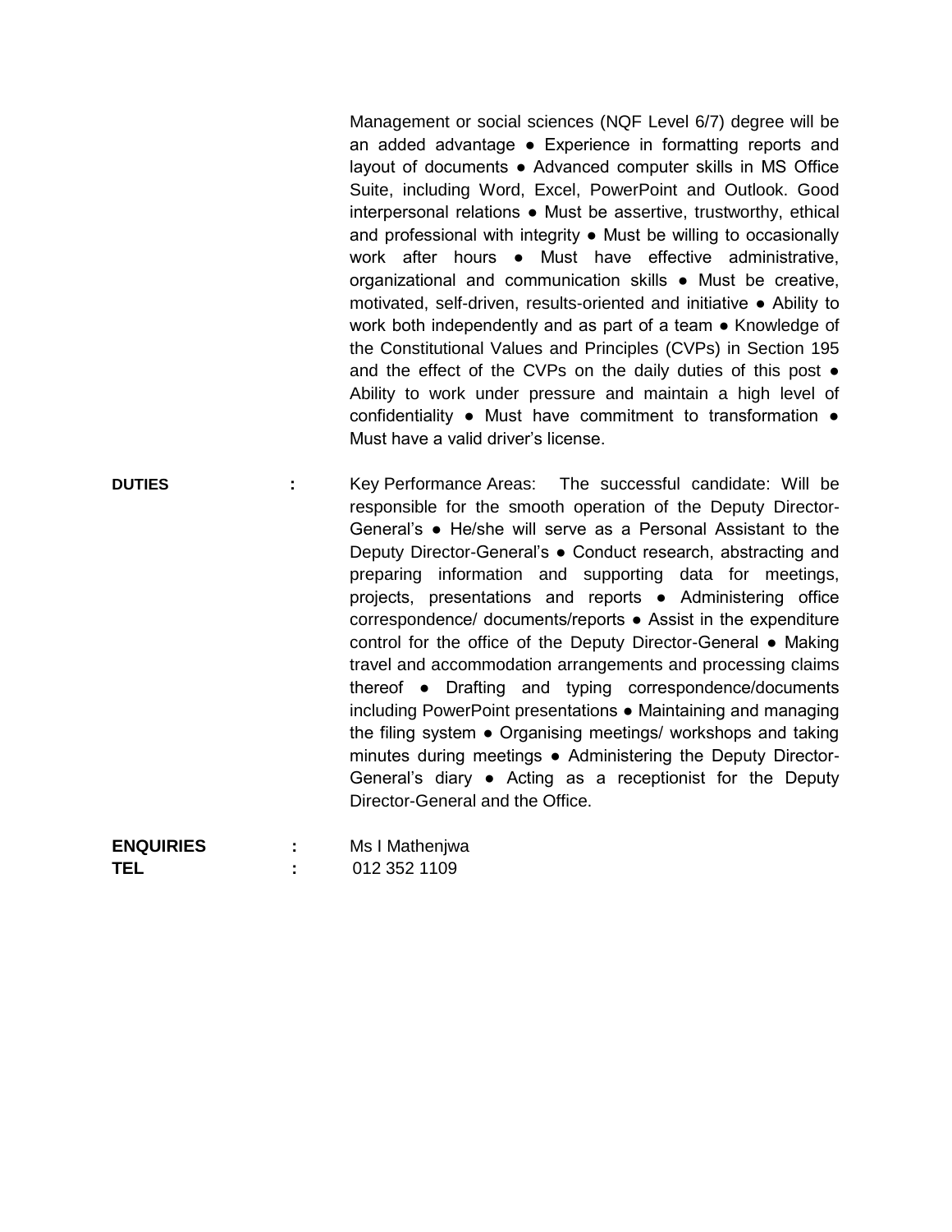Management or social sciences (NQF Level 6/7) degree will be an added advantage ● Experience in formatting reports and layout of documents ● Advanced computer skills in MS Office Suite, including Word, Excel, PowerPoint and Outlook. Good interpersonal relations ● Must be assertive, trustworthy, ethical and professional with integrity ● Must be willing to occasionally work after hours ● Must have effective administrative, organizational and communication skills ● Must be creative, motivated, self-driven, results-oriented and initiative ● Ability to work both independently and as part of a team ● Knowledge of the Constitutional Values and Principles (CVPs) in Section 195 and the effect of the CVPs on the daily duties of this post ● Ability to work under pressure and maintain a high level of confidentiality ● Must have commitment to transformation ● Must have a valid driver's license.

**DUTIES** : Key Performance Areas: The successful candidate: Will be responsible for the smooth operation of the Deputy Director-General's ● He/she will serve as a Personal Assistant to the Deputy Director-General's ● Conduct research, abstracting and preparing information and supporting data for meetings, projects, presentations and reports ● Administering office correspondence/ documents/reports ● Assist in the expenditure control for the office of the Deputy Director-General ● Making travel and accommodation arrangements and processing claims thereof ● Drafting and typing correspondence/documents including PowerPoint presentations ● Maintaining and managing the filing system ● Organising meetings/ workshops and taking minutes during meetings ● Administering the Deputy Director-General's diary ● Acting as a receptionist for the Deputy Director-General and the Office.

**ENQUIRIES** : Ms I Mathenjwa
**TEL** : 012 352 1109